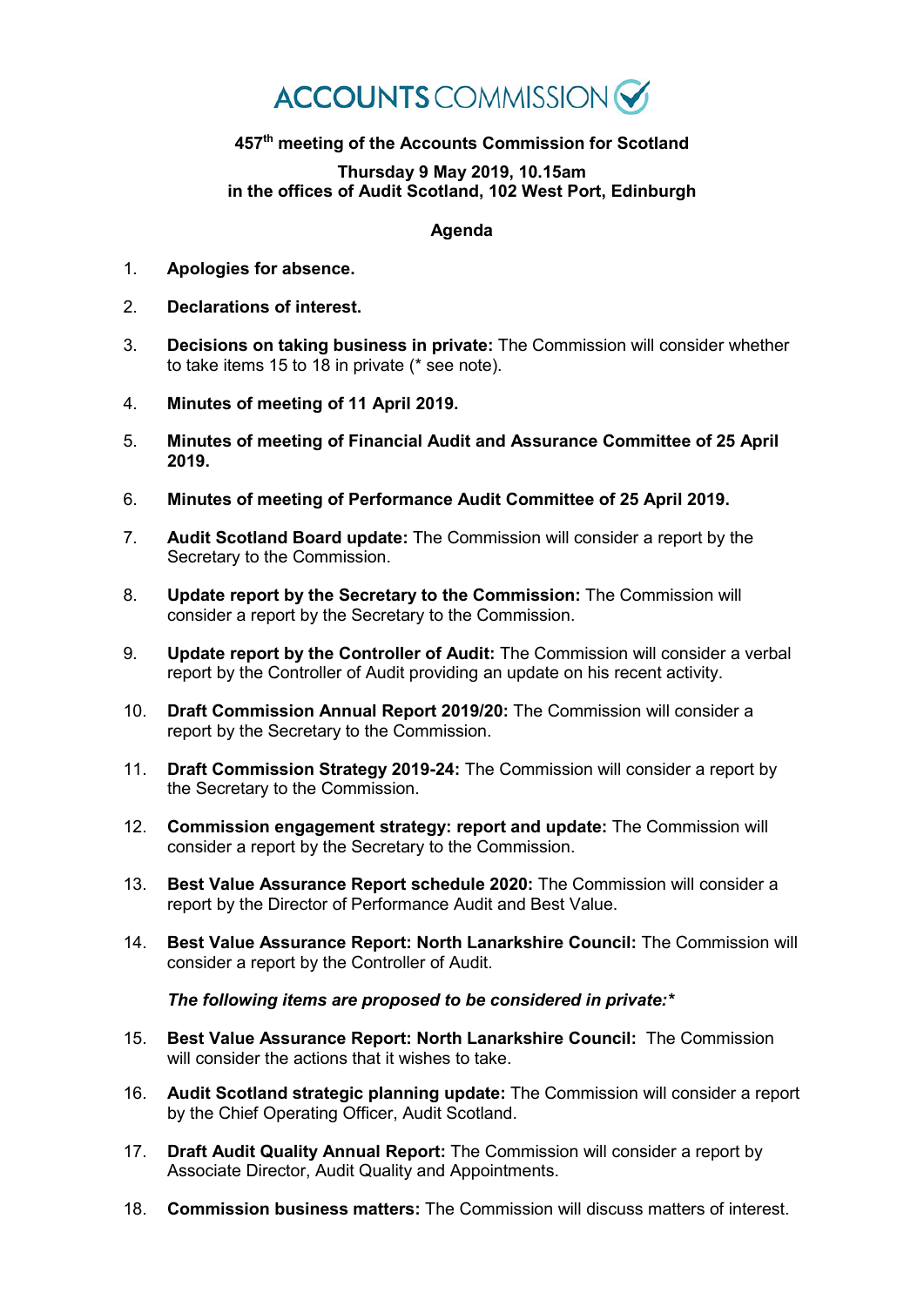# ACCOUNTS COMMISSION

**457th meeting of the Accounts Commission for Scotland**

**Thursday 9 May 2019, 10.15am**
**in the offices of Audit Scotland, 102 West Port, Edinburgh**

**Agenda**

1. **Apologies for absence.**

2. **Declarations of interest.**

3. **Decisions on taking business in private:** The Commission will consider whether to take items 15 to 18 in private (* see note).

4. **Minutes of meeting of 11 April 2019.**

5. **Minutes of meeting of Financial Audit and Assurance Committee of 25 April 2019.**

6. **Minutes of meeting of Performance Audit Committee of 25 April 2019.**

7. **Audit Scotland Board update:** The Commission will consider a report by the Secretary to the Commission.

8. **Update report by the Secretary to the Commission:** The Commission will consider a report by the Secretary to the Commission.

9. **Update report by the Controller of Audit:** The Commission will consider a verbal report by the Controller of Audit providing an update on his recent activity.

10. **Draft Commission Annual Report 2019/20:** The Commission will consider a report by the Secretary to the Commission.

11. **Draft Commission Strategy 2019-24:** The Commission will consider a report by the Secretary to the Commission.

12. **Commission engagement strategy: report and update:** The Commission will consider a report by the Secretary to the Commission.

13. **Best Value Assurance Report schedule 2020:** The Commission will consider a report by the Director of Performance Audit and Best Value.

14. **Best Value Assurance Report: North Lanarkshire Council:** The Commission will consider a report by the Controller of Audit.

***The following items are proposed to be considered in private:****

15. **Best Value Assurance Report: North Lanarkshire Council:** The Commission will consider the actions that it wishes to take.

16. **Audit Scotland strategic planning update:** The Commission will consider a report by the Chief Operating Officer, Audit Scotland.

17. **Draft Audit Quality Annual Report:** The Commission will consider a report by Associate Director, Audit Quality and Appointments.

18. **Commission business matters:** The Commission will discuss matters of interest.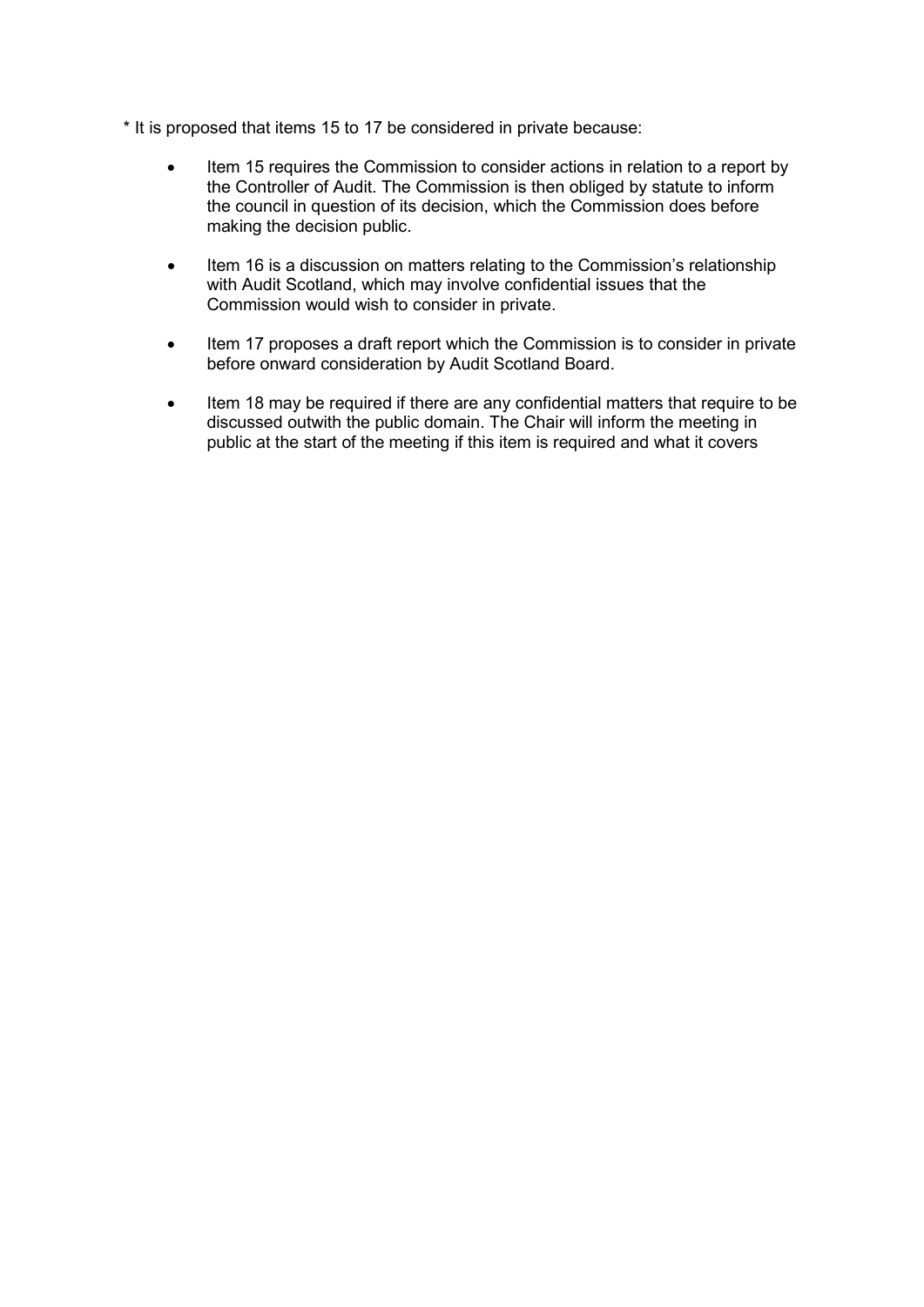* It is proposed that items 15 to 17 be considered in private because:

- Item 15 requires the Commission to consider actions in relation to a report by the Controller of Audit. The Commission is then obliged by statute to inform the council in question of its decision, which the Commission does before making the decision public.

- Item 16 is a discussion on matters relating to the Commission's relationship with Audit Scotland, which may involve confidential issues that the Commission would wish to consider in private.

- Item 17 proposes a draft report which the Commission is to consider in private before onward consideration by Audit Scotland Board.

- Item 18 may be required if there are any confidential matters that require to be discussed outwith the public domain. The Chair will inform the meeting in public at the start of the meeting if this item is required and what it covers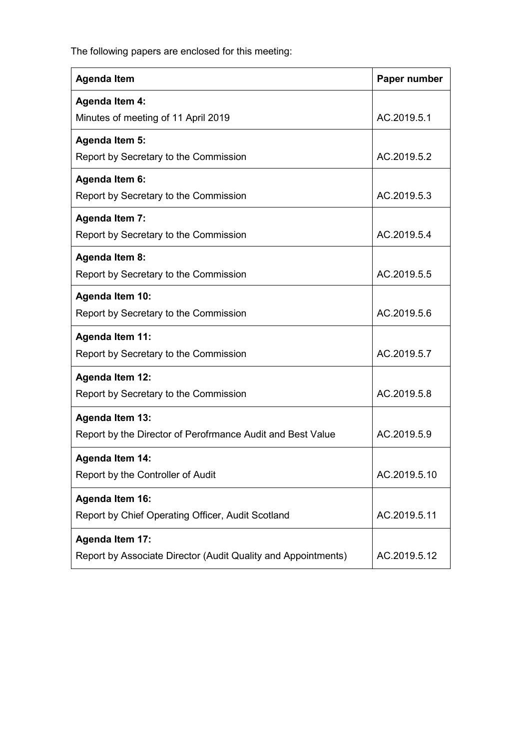The following papers are enclosed for this meeting:

| Agenda Item | Paper number |
|---|---|
| **Agenda Item 4:**<br>Minutes of meeting of 11 April 2019 | AC.2019.5.1 |
| **Agenda Item 5:**<br>Report by Secretary to the Commission | AC.2019.5.2 |
| **Agenda Item 6:**<br>Report by Secretary to the Commission | AC.2019.5.3 |
| **Agenda Item 7:**<br>Report by Secretary to the Commission | AC.2019.5.4 |
| **Agenda Item 8:**<br>Report by Secretary to the Commission | AC.2019.5.5 |
| **Agenda Item 10:**<br>Report by Secretary to the Commission | AC.2019.5.6 |
| **Agenda Item 11:**<br>Report by Secretary to the Commission | AC.2019.5.7 |
| **Agenda Item 12:**<br>Report by Secretary to the Commission | AC.2019.5.8 |
| **Agenda Item 13:**<br>Report by the Director of Perofrmance Audit and Best Value | AC.2019.5.9 |
| **Agenda Item 14:**<br>Report by the Controller of Audit | AC.2019.5.10 |
| **Agenda Item 16:**<br>Report by Chief Operating Officer, Audit Scotland | AC.2019.5.11 |
| **Agenda Item 17:**<br>Report by Associate Director (Audit Quality and Appointments) | AC.2019.5.12 |